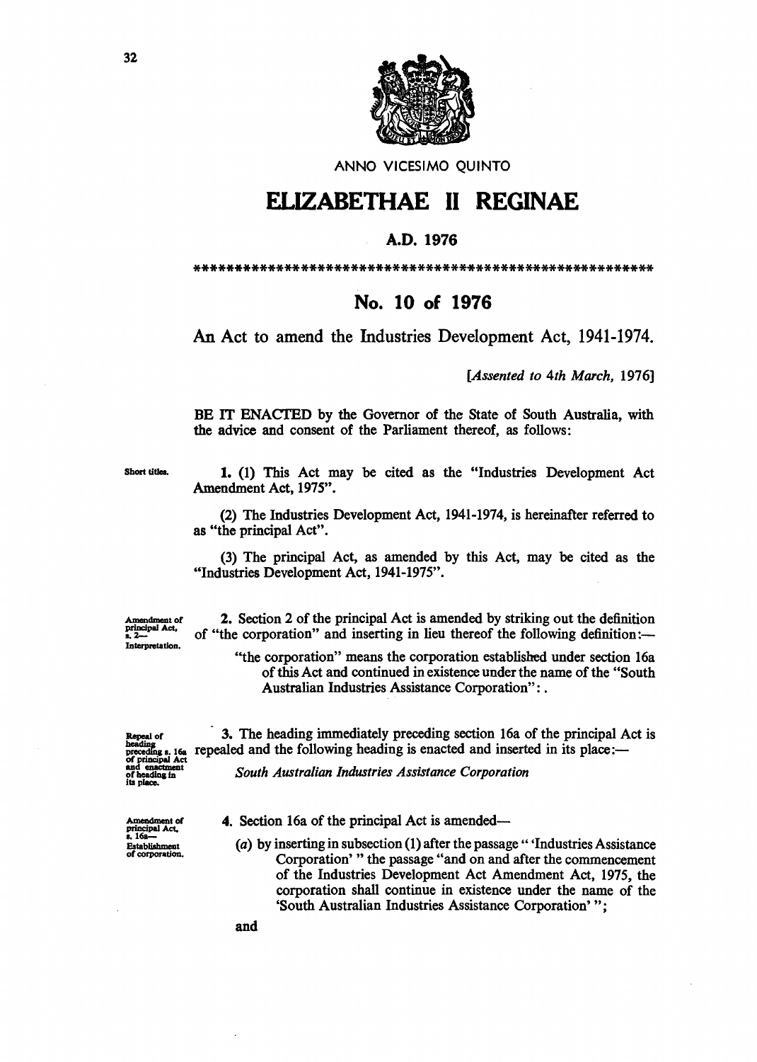ANNO VICESIMO QUINTO

# ELIZABETHAE II REGINAE

## A.D. 1976

**********************************************************

## No. 10 of 1976

### An Act to amend the Industries Development Act, 1941-1974.

*[Assented to 4th March, 1976]*

BE IT ENACTED by the Governor of the State of South Australia, with the advice and consent of the Parliament thereof, as follows:

Short titles.

**1.** (1) This Act may be cited as the "Industries Development Act Amendment Act, 1975".

(2) The Industries Development Act, 1941-1974, is hereinafter referred to as "the principal Act".

(3) The principal Act, as amended by this Act, may be cited as the "Industries Development Act, 1941-1975".

Amendment of principal Act, s. 2— Interpretation.

**2.** Section 2 of the principal Act is amended by striking out the definition of "the corporation" and inserting in lieu thereof the following definition:—

"the corporation" means the corporation established under section 16a of this Act and continued in existence under the name of the "South Australian Industries Assistance Corporation": .

Repeal of heading preceding s. 16a of principal Act and enactment of heading in its place.

**3.** The heading immediately preceding section 16a of the principal Act is repealed and the following heading is enacted and inserted in its place:—

*South Australian Industries Assistance Corporation*

Amendment of principal Act, s. 16a— Establishment of corporation.

**4.** Section 16a of the principal Act is amended—

(*a*) by inserting in subsection (1) after the passage " 'Industries Assistance Corporation' " the passage "and on and after the commencement of the Industries Development Act Amendment Act, 1975, the corporation shall continue in existence under the name of the 'South Australian Industries Assistance Corporation' ";

and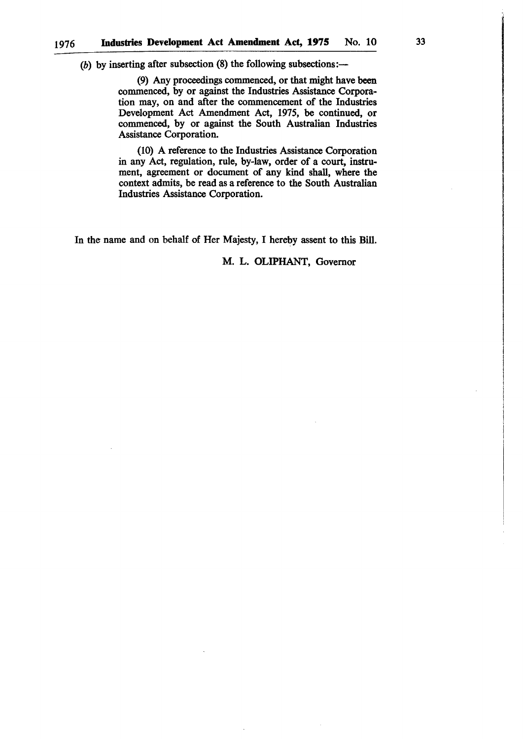(*b*) by inserting after subsection (8) the following subsections:—

(9) Any proceedings commenced, or that might have been commenced, by or against the Industries Assistance Corporation may, on and after the commencement of the Industries Development Act Amendment Act, 1975, be continued, or commenced, by or against the South Australian Industries Assistance Corporation.

(10) A reference to the Industries Assistance Corporation in any Act, regulation, rule, by-law, order of a court, instrument, agreement or document of any kind shall, where the context admits, be read as a reference to the South Australian Industries Assistance Corporation.

In the name and on behalf of Her Majesty, I hereby assent to this Bill.

M. L. OLIPHANT, Governor